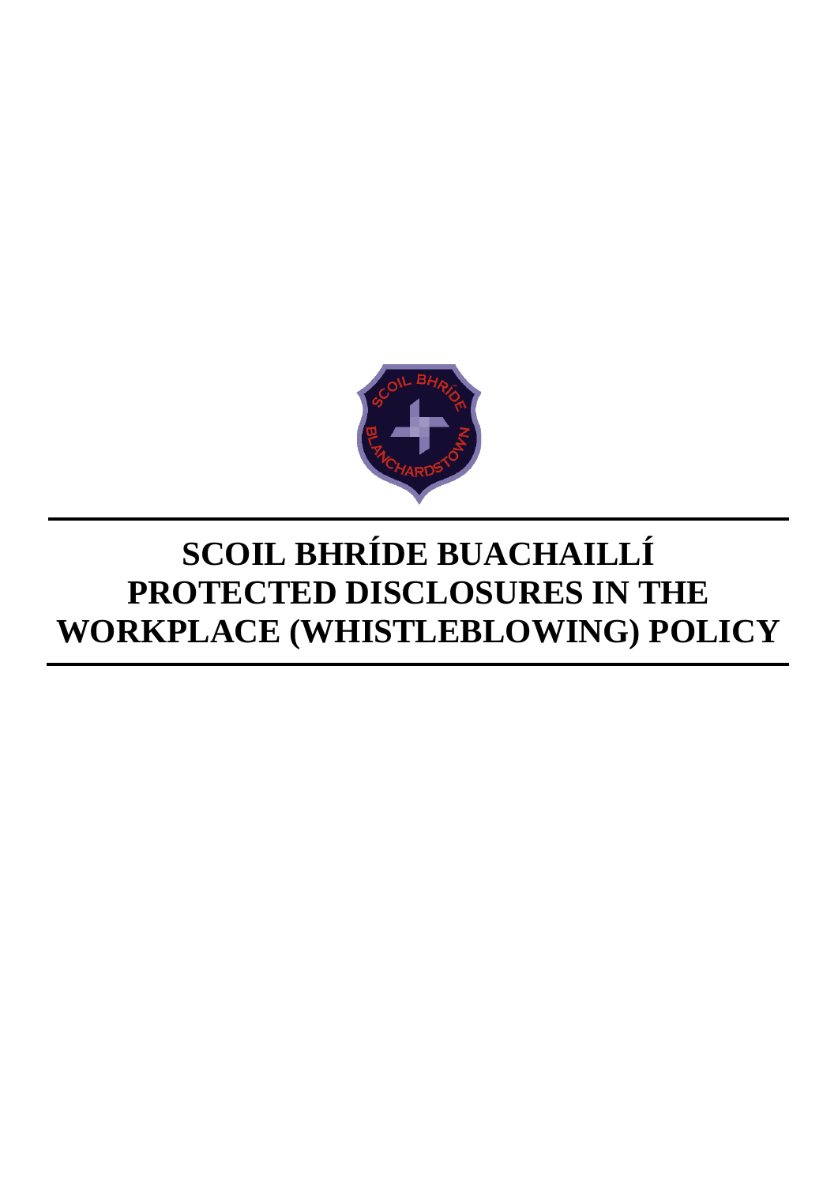# SCOIL BHRÍDE BUACHAILLÍ PROTECTED DISCLOSURES IN THE WORKPLACE (WHISTLEBLOWING) POLICY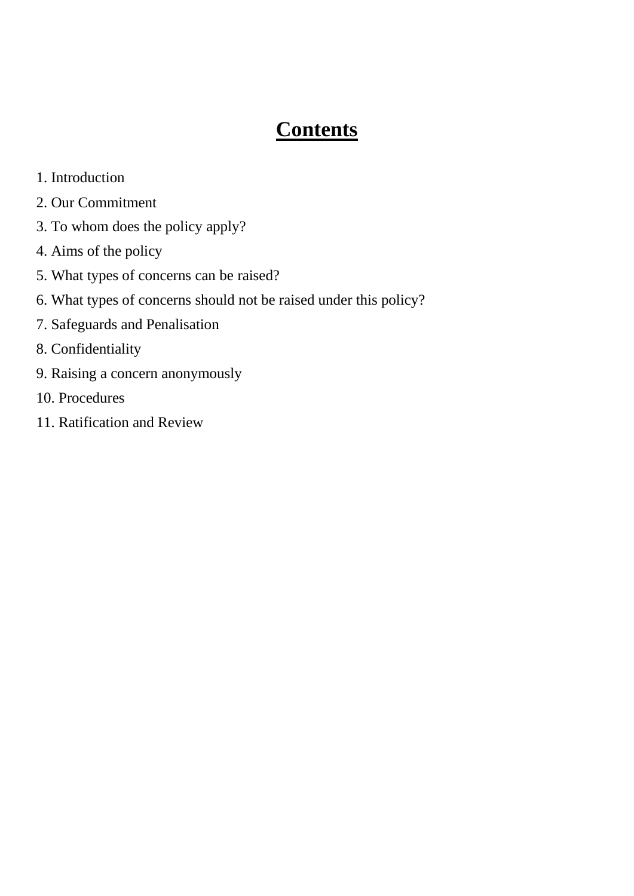# Contents

1. Introduction
2. Our Commitment
3. To whom does the policy apply?
4. Aims of the policy
5. What types of concerns can be raised?
6. What types of concerns should not be raised under this policy?
7. Safeguards and Penalisation
8. Confidentiality
9. Raising a concern anonymously
10. Procedures
11. Ratification and Review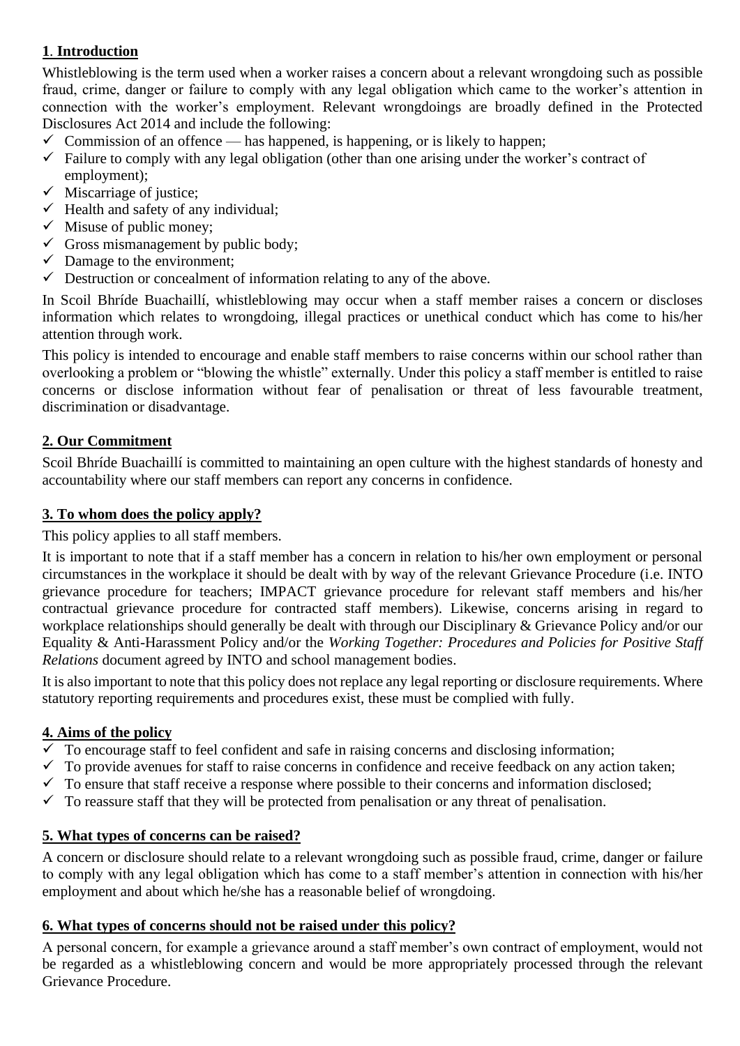## **1. Introduction**

Whistleblowing is the term used when a worker raises a concern about a relevant wrongdoing such as possible fraud, crime, danger or failure to comply with any legal obligation which came to the worker's attention in connection with the worker's employment. Relevant wrongdoings are broadly defined in the Protected Disclosures Act 2014 and include the following:

- ✓ Commission of an offence — has happened, is happening, or is likely to happen;
- ✓ Failure to comply with any legal obligation (other than one arising under the worker's contract of employment);
- ✓ Miscarriage of justice;
- ✓ Health and safety of any individual;
- ✓ Misuse of public money;
- ✓ Gross mismanagement by public body;
- ✓ Damage to the environment;
- ✓ Destruction or concealment of information relating to any of the above.

In Scoil Bhríde Buachaillí, whistleblowing may occur when a staff member raises a concern or discloses information which relates to wrongdoing, illegal practices or unethical conduct which has come to his/her attention through work.

This policy is intended to encourage and enable staff members to raise concerns within our school rather than overlooking a problem or "blowing the whistle" externally. Under this policy a staff member is entitled to raise concerns or disclose information without fear of penalisation or threat of less favourable treatment, discrimination or disadvantage.

## **2. Our Commitment**

Scoil Bhríde Buachaillí is committed to maintaining an open culture with the highest standards of honesty and accountability where our staff members can report any concerns in confidence.

## **3. To whom does the policy apply?**

This policy applies to all staff members.

It is important to note that if a staff member has a concern in relation to his/her own employment or personal circumstances in the workplace it should be dealt with by way of the relevant Grievance Procedure (i.e. INTO grievance procedure for teachers; IMPACT grievance procedure for relevant staff members and his/her contractual grievance procedure for contracted staff members). Likewise, concerns arising in regard to workplace relationships should generally be dealt with through our Disciplinary & Grievance Policy and/or our Equality & Anti-Harassment Policy and/or the *Working Together: Procedures and Policies for Positive Staff Relations* document agreed by INTO and school management bodies.

It is also important to note that this policy does not replace any legal reporting or disclosure requirements. Where statutory reporting requirements and procedures exist, these must be complied with fully.

## **4. Aims of the policy**

- ✓ To encourage staff to feel confident and safe in raising concerns and disclosing information;
- ✓ To provide avenues for staff to raise concerns in confidence and receive feedback on any action taken;
- ✓ To ensure that staff receive a response where possible to their concerns and information disclosed;
- ✓ To reassure staff that they will be protected from penalisation or any threat of penalisation.

## **5. What types of concerns can be raised?**

A concern or disclosure should relate to a relevant wrongdoing such as possible fraud, crime, danger or failure to comply with any legal obligation which has come to a staff member's attention in connection with his/her employment and about which he/she has a reasonable belief of wrongdoing.

## **6. What types of concerns should not be raised under this policy?**

A personal concern, for example a grievance around a staff member's own contract of employment, would not be regarded as a whistleblowing concern and would be more appropriately processed through the relevant Grievance Procedure.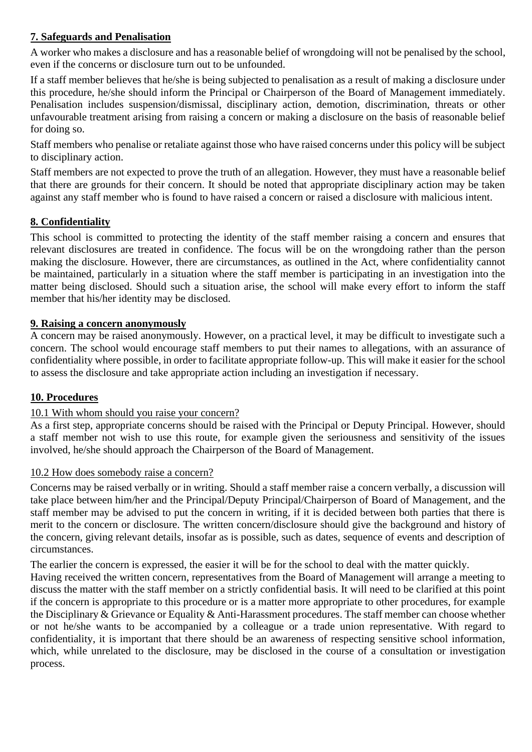## 7. Safeguards and Penalisation

A worker who makes a disclosure and has a reasonable belief of wrongdoing will not be penalised by the school, even if the concerns or disclosure turn out to be unfounded.

If a staff member believes that he/she is being subjected to penalisation as a result of making a disclosure under this procedure, he/she should inform the Principal or Chairperson of the Board of Management immediately. Penalisation includes suspension/dismissal, disciplinary action, demotion, discrimination, threats or other unfavourable treatment arising from raising a concern or making a disclosure on the basis of reasonable belief for doing so.

Staff members who penalise or retaliate against those who have raised concerns under this policy will be subject to disciplinary action.

Staff members are not expected to prove the truth of an allegation. However, they must have a reasonable belief that there are grounds for their concern. It should be noted that appropriate disciplinary action may be taken against any staff member who is found to have raised a concern or raised a disclosure with malicious intent.

## 8. Confidentiality

This school is committed to protecting the identity of the staff member raising a concern and ensures that relevant disclosures are treated in confidence. The focus will be on the wrongdoing rather than the person making the disclosure. However, there are circumstances, as outlined in the Act, where confidentiality cannot be maintained, particularly in a situation where the staff member is participating in an investigation into the matter being disclosed. Should such a situation arise, the school will make every effort to inform the staff member that his/her identity may be disclosed.

## 9. Raising a concern anonymously

A concern may be raised anonymously. However, on a practical level, it may be difficult to investigate such a concern. The school would encourage staff members to put their names to allegations, with an assurance of confidentiality where possible, in order to facilitate appropriate follow-up. This will make it easier for the school to assess the disclosure and take appropriate action including an investigation if necessary.

## 10. Procedures

### 10.1 With whom should you raise your concern?

As a first step, appropriate concerns should be raised with the Principal or Deputy Principal. However, should a staff member not wish to use this route, for example given the seriousness and sensitivity of the issues involved, he/she should approach the Chairperson of the Board of Management.

### 10.2 How does somebody raise a concern?

Concerns may be raised verbally or in writing. Should a staff member raise a concern verbally, a discussion will take place between him/her and the Principal/Deputy Principal/Chairperson of Board of Management, and the staff member may be advised to put the concern in writing, if it is decided between both parties that there is merit to the concern or disclosure. The written concern/disclosure should give the background and history of the concern, giving relevant details, insofar as is possible, such as dates, sequence of events and description of circumstances.

The earlier the concern is expressed, the easier it will be for the school to deal with the matter quickly.

Having received the written concern, representatives from the Board of Management will arrange a meeting to discuss the matter with the staff member on a strictly confidential basis. It will need to be clarified at this point if the concern is appropriate to this procedure or is a matter more appropriate to other procedures, for example the Disciplinary & Grievance or Equality & Anti-Harassment procedures. The staff member can choose whether or not he/she wants to be accompanied by a colleague or a trade union representative. With regard to confidentiality, it is important that there should be an awareness of respecting sensitive school information, which, while unrelated to the disclosure, may be disclosed in the course of a consultation or investigation process.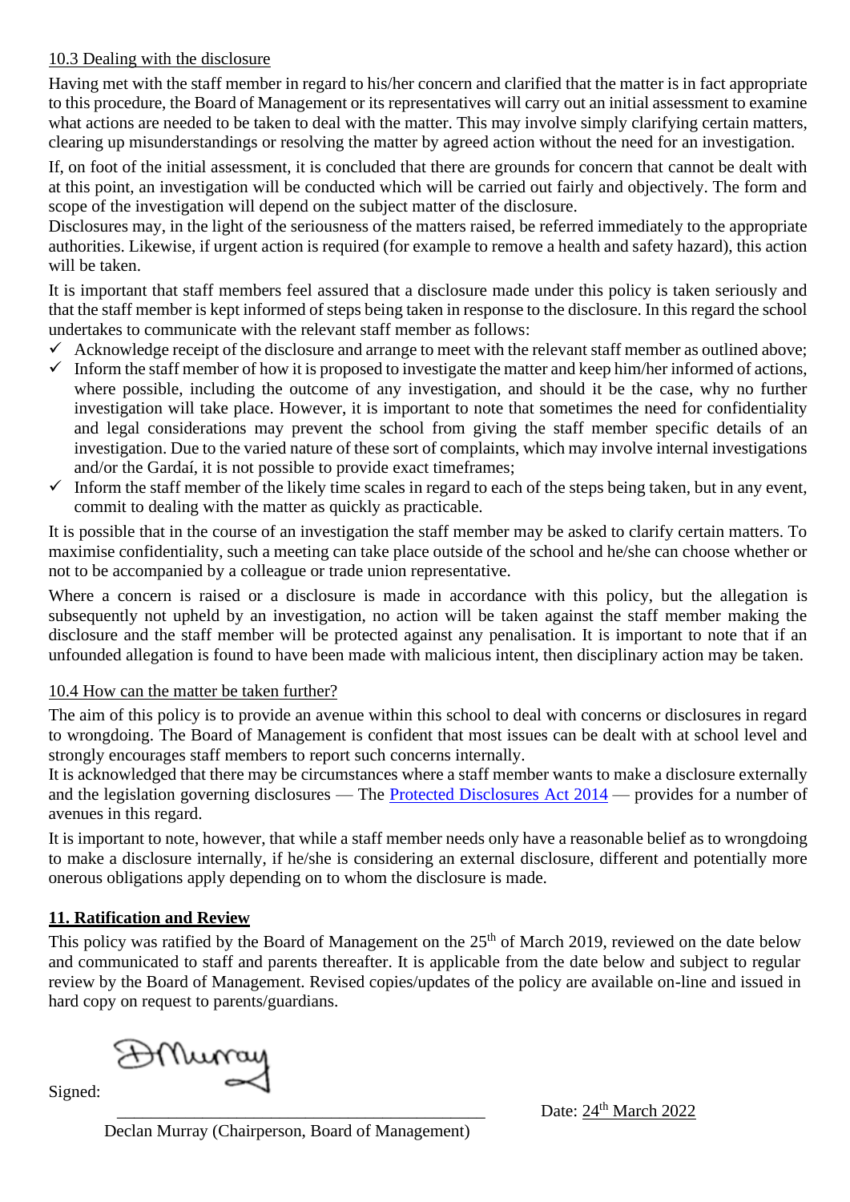10.3 Dealing with the disclosure

Having met with the staff member in regard to his/her concern and clarified that the matter is in fact appropriate to this procedure, the Board of Management or its representatives will carry out an initial assessment to examine what actions are needed to be taken to deal with the matter. This may involve simply clarifying certain matters, clearing up misunderstandings or resolving the matter by agreed action without the need for an investigation.

If, on foot of the initial assessment, it is concluded that there are grounds for concern that cannot be dealt with at this point, an investigation will be conducted which will be carried out fairly and objectively. The form and scope of the investigation will depend on the subject matter of the disclosure.

Disclosures may, in the light of the seriousness of the matters raised, be referred immediately to the appropriate authorities. Likewise, if urgent action is required (for example to remove a health and safety hazard), this action will be taken.

It is important that staff members feel assured that a disclosure made under this policy is taken seriously and that the staff member is kept informed of steps being taken in response to the disclosure. In this regard the school undertakes to communicate with the relevant staff member as follows:

- ✓ Acknowledge receipt of the disclosure and arrange to meet with the relevant staff member as outlined above;
- ✓ Inform the staff member of how it is proposed to investigate the matter and keep him/her informed of actions, where possible, including the outcome of any investigation, and should it be the case, why no further investigation will take place. However, it is important to note that sometimes the need for confidentiality and legal considerations may prevent the school from giving the staff member specific details of an investigation. Due to the varied nature of these sort of complaints, which may involve internal investigations and/or the Gardaí, it is not possible to provide exact timeframes;
- ✓ Inform the staff member of the likely time scales in regard to each of the steps being taken, but in any event, commit to dealing with the matter as quickly as practicable.

It is possible that in the course of an investigation the staff member may be asked to clarify certain matters. To maximise confidentiality, such a meeting can take place outside of the school and he/she can choose whether or not to be accompanied by a colleague or trade union representative.

Where a concern is raised or a disclosure is made in accordance with this policy, but the allegation is subsequently not upheld by an investigation, no action will be taken against the staff member making the disclosure and the staff member will be protected against any penalisation. It is important to note that if an unfounded allegation is found to have been made with malicious intent, then disciplinary action may be taken.

10.4 How can the matter be taken further?

The aim of this policy is to provide an avenue within this school to deal with concerns or disclosures in regard to wrongdoing. The Board of Management is confident that most issues can be dealt with at school level and strongly encourages staff members to report such concerns internally.

It is acknowledged that there may be circumstances where a staff member wants to make a disclosure externally and the legislation governing disclosures — The Protected Disclosures Act 2014 — provides for a number of avenues in this regard.

It is important to note, however, that while a staff member needs only have a reasonable belief as to wrongdoing to make a disclosure internally, if he/she is considering an external disclosure, different and potentially more onerous obligations apply depending on to whom the disclosure is made.

## 11. Ratification and Review

This policy was ratified by the Board of Management on the 25th of March 2019, reviewed on the date below and communicated to staff and parents thereafter. It is applicable from the date below and subject to regular review by the Board of Management. Revised copies/updates of the policy are available on-line and issued in hard copy on request to parents/guardians.

Signed: D Murray ____________________________ Date: 24th March 2022

Declan Murray (Chairperson, Board of Management)